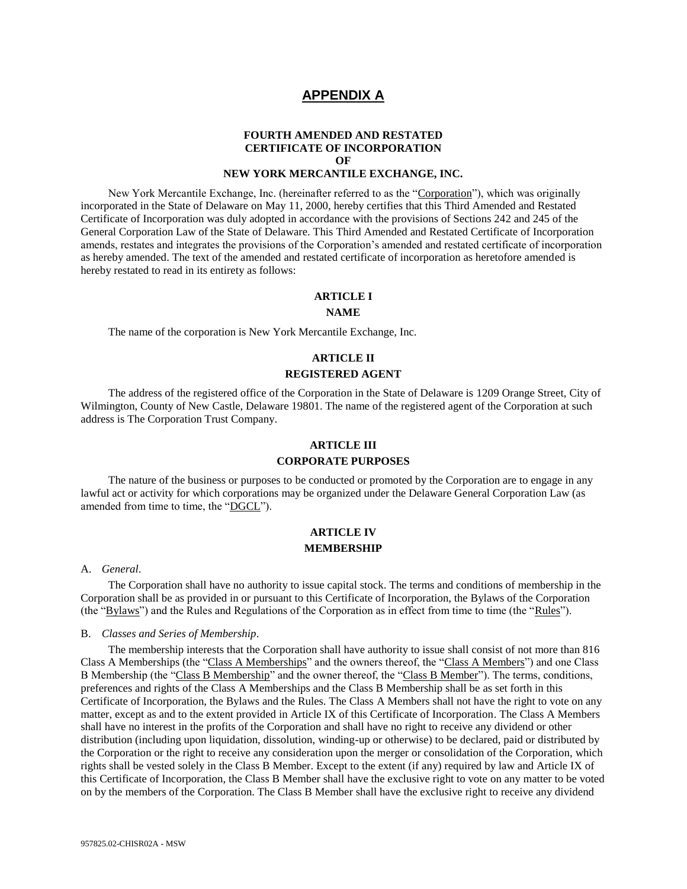# APPENDIX A

## FOURTH AMENDED AND RESTATED CERTIFICATE OF INCORPORATION OF NEW YORK MERCANTILE EXCHANGE, INC.

New York Mercantile Exchange, Inc. (hereinafter referred to as the "Corporation"), which was originally incorporated in the State of Delaware on May 11, 2000, hereby certifies that this Third Amended and Restated Certificate of Incorporation was duly adopted in accordance with the provisions of Sections 242 and 245 of the General Corporation Law of the State of Delaware. This Third Amended and Restated Certificate of Incorporation amends, restates and integrates the provisions of the Corporation's amended and restated certificate of incorporation as hereby amended. The text of the amended and restated certificate of incorporation as heretofore amended is hereby restated to read in its entirety as follows:

### ARTICLE I

### NAME

The name of the corporation is New York Mercantile Exchange, Inc.

### ARTICLE II

### REGISTERED AGENT

The address of the registered office of the Corporation in the State of Delaware is 1209 Orange Street, City of Wilmington, County of New Castle, Delaware 19801. The name of the registered agent of the Corporation at such address is The Corporation Trust Company.

### ARTICLE III

### CORPORATE PURPOSES

The nature of the business or purposes to be conducted or promoted by the Corporation are to engage in any lawful act or activity for which corporations may be organized under the Delaware General Corporation Law (as amended from time to time, the "DGCL").

### ARTICLE IV

### MEMBERSHIP

A. *General*.

The Corporation shall have no authority to issue capital stock. The terms and conditions of membership in the Corporation shall be as provided in or pursuant to this Certificate of Incorporation, the Bylaws of the Corporation (the "Bylaws") and the Rules and Regulations of the Corporation as in effect from time to time (the "Rules").

B. *Classes and Series of Membership*.

The membership interests that the Corporation shall have authority to issue shall consist of not more than 816 Class A Memberships (the "Class A Memberships" and the owners thereof, the "Class A Members") and one Class B Membership (the "Class B Membership" and the owner thereof, the "Class B Member"). The terms, conditions, preferences and rights of the Class A Memberships and the Class B Membership shall be as set forth in this Certificate of Incorporation, the Bylaws and the Rules. The Class A Members shall not have the right to vote on any matter, except as and to the extent provided in Article IX of this Certificate of Incorporation. The Class A Members shall have no interest in the profits of the Corporation and shall have no right to receive any dividend or other distribution (including upon liquidation, dissolution, winding-up or otherwise) to be declared, paid or distributed by the Corporation or the right to receive any consideration upon the merger or consolidation of the Corporation, which rights shall be vested solely in the Class B Member. Except to the extent (if any) required by law and Article IX of this Certificate of Incorporation, the Class B Member shall have the exclusive right to vote on any matter to be voted on by the members of the Corporation. The Class B Member shall have the exclusive right to receive any dividend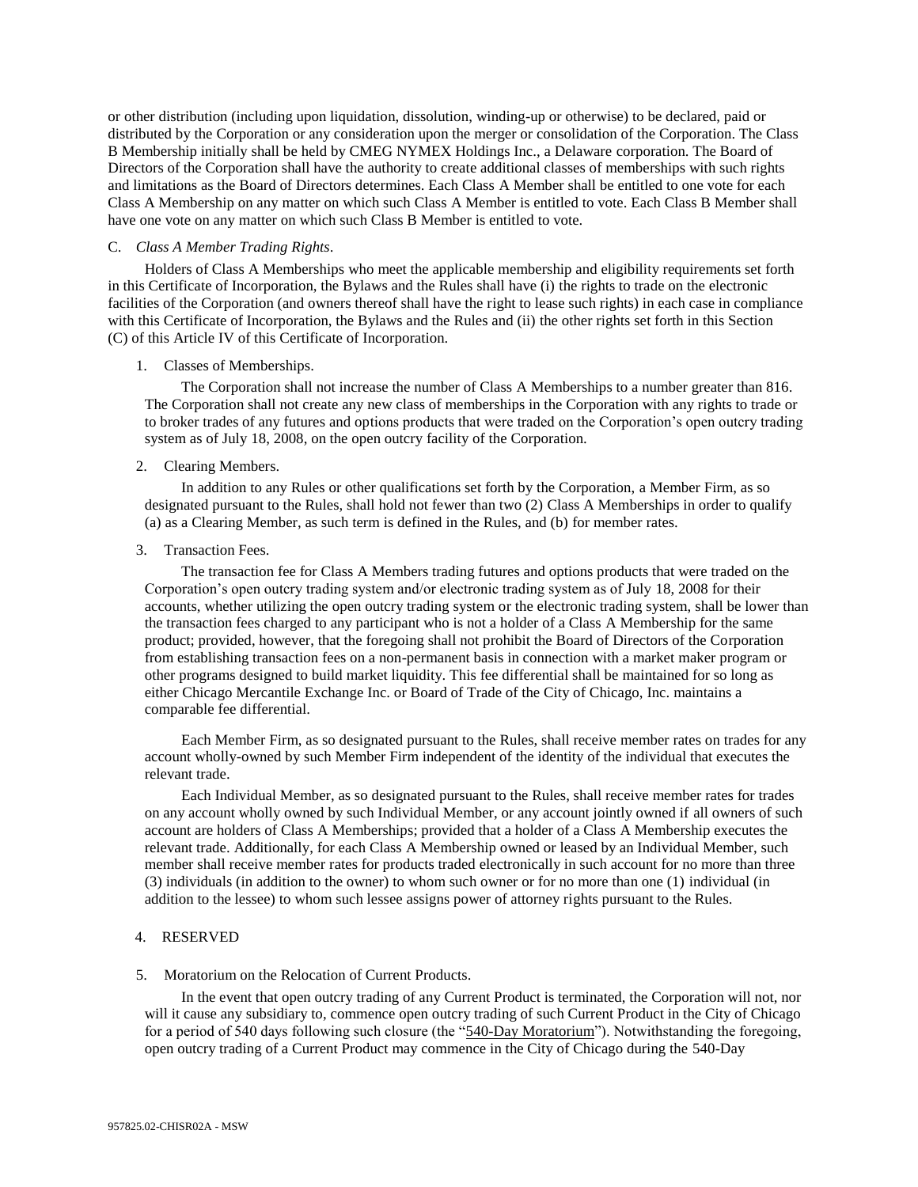or other distribution (including upon liquidation, dissolution, winding-up or otherwise) to be declared, paid or distributed by the Corporation or any consideration upon the merger or consolidation of the Corporation. The Class B Membership initially shall be held by CMEG NYMEX Holdings Inc., a Delaware corporation. The Board of Directors of the Corporation shall have the authority to create additional classes of memberships with such rights and limitations as the Board of Directors determines. Each Class A Member shall be entitled to one vote for each Class A Membership on any matter on which such Class A Member is entitled to vote. Each Class B Member shall have one vote on any matter on which such Class B Member is entitled to vote.

C. *Class A Member Trading Rights*.

Holders of Class A Memberships who meet the applicable membership and eligibility requirements set forth in this Certificate of Incorporation, the Bylaws and the Rules shall have (i) the rights to trade on the electronic facilities of the Corporation (and owners thereof shall have the right to lease such rights) in each case in compliance with this Certificate of Incorporation, the Bylaws and the Rules and (ii) the other rights set forth in this Section (C) of this Article IV of this Certificate of Incorporation.

1. Classes of Memberships.

   The Corporation shall not increase the number of Class A Memberships to a number greater than 816. The Corporation shall not create any new class of memberships in the Corporation with any rights to trade or to broker trades of any futures and options products that were traded on the Corporation's open outcry trading system as of July 18, 2008, on the open outcry facility of the Corporation.

2. Clearing Members.

   In addition to any Rules or other qualifications set forth by the Corporation, a Member Firm, as so designated pursuant to the Rules, shall hold not fewer than two (2) Class A Memberships in order to qualify (a) as a Clearing Member, as such term is defined in the Rules, and (b) for member rates.

3. Transaction Fees.

   The transaction fee for Class A Members trading futures and options products that were traded on the Corporation's open outcry trading system and/or electronic trading system as of July 18, 2008 for their accounts, whether utilizing the open outcry trading system or the electronic trading system, shall be lower than the transaction fees charged to any participant who is not a holder of a Class A Membership for the same product; provided, however, that the foregoing shall not prohibit the Board of Directors of the Corporation from establishing transaction fees on a non-permanent basis in connection with a market maker program or other programs designed to build market liquidity. This fee differential shall be maintained for so long as either Chicago Mercantile Exchange Inc. or Board of Trade of the City of Chicago, Inc. maintains a comparable fee differential.

   Each Member Firm, as so designated pursuant to the Rules, shall receive member rates on trades for any account wholly-owned by such Member Firm independent of the identity of the individual that executes the relevant trade.

   Each Individual Member, as so designated pursuant to the Rules, shall receive member rates for trades on any account wholly owned by such Individual Member, or any account jointly owned if all owners of such account are holders of Class A Memberships; provided that a holder of a Class A Membership executes the relevant trade. Additionally, for each Class A Membership owned or leased by an Individual Member, such member shall receive member rates for products traded electronically in such account for no more than three (3) individuals (in addition to the owner) to whom such owner or for no more than one (1) individual (in addition to the lessee) to whom such lessee assigns power of attorney rights pursuant to the Rules.

4. RESERVED

5. Moratorium on the Relocation of Current Products.

   In the event that open outcry trading of any Current Product is terminated, the Corporation will not, nor will it cause any subsidiary to, commence open outcry trading of such Current Product in the City of Chicago for a period of 540 days following such closure (the "540-Day Moratorium"). Notwithstanding the foregoing, open outcry trading of a Current Product may commence in the City of Chicago during the 540-Day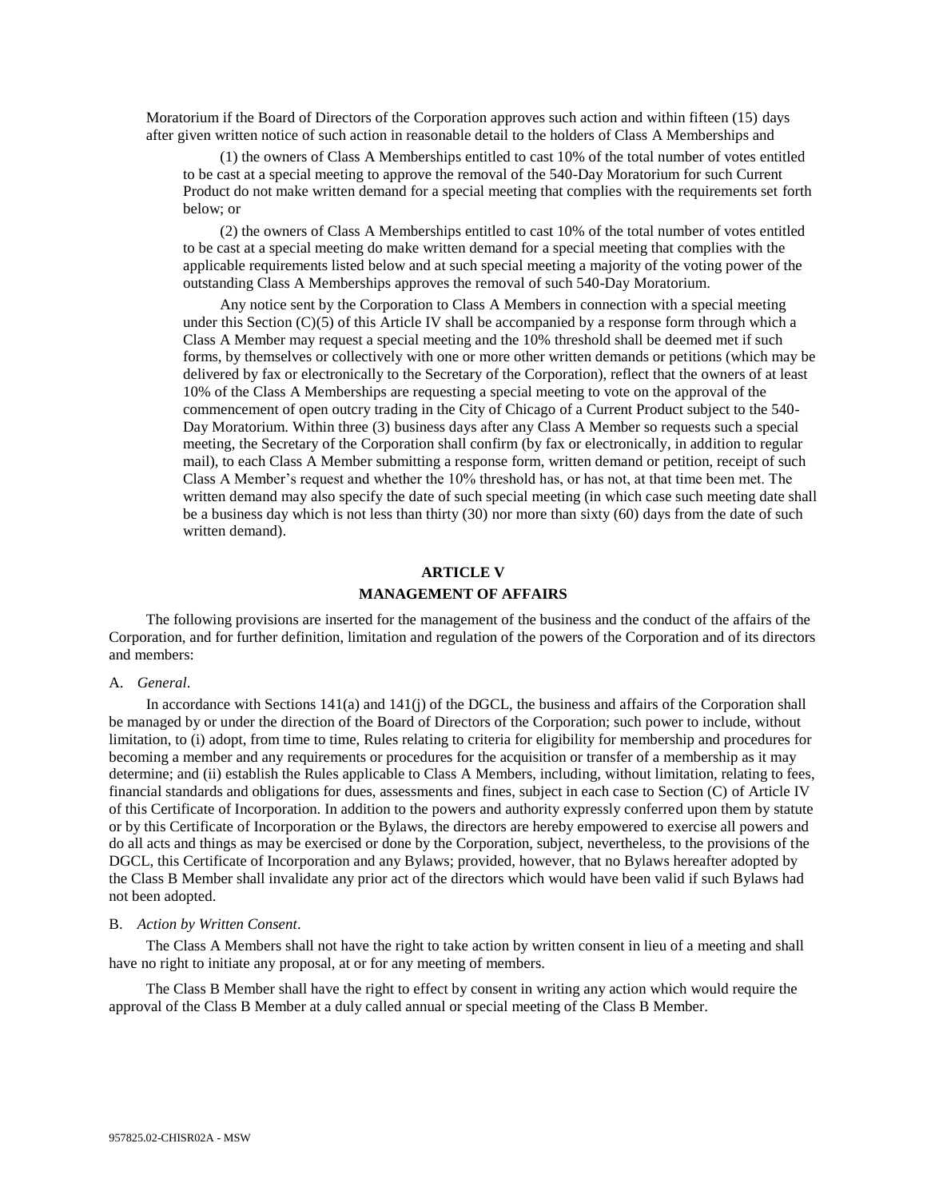Moratorium if the Board of Directors of the Corporation approves such action and within fifteen (15) days after given written notice of such action in reasonable detail to the holders of Class A Memberships and

(1) the owners of Class A Memberships entitled to cast 10% of the total number of votes entitled to be cast at a special meeting to approve the removal of the 540-Day Moratorium for such Current Product do not make written demand for a special meeting that complies with the requirements set forth below; or

(2) the owners of Class A Memberships entitled to cast 10% of the total number of votes entitled to be cast at a special meeting do make written demand for a special meeting that complies with the applicable requirements listed below and at such special meeting a majority of the voting power of the outstanding Class A Memberships approves the removal of such 540-Day Moratorium.

Any notice sent by the Corporation to Class A Members in connection with a special meeting under this Section (C)(5) of this Article IV shall be accompanied by a response form through which a Class A Member may request a special meeting and the 10% threshold shall be deemed met if such forms, by themselves or collectively with one or more other written demands or petitions (which may be delivered by fax or electronically to the Secretary of the Corporation), reflect that the owners of at least 10% of the Class A Memberships are requesting a special meeting to vote on the approval of the commencement of open outcry trading in the City of Chicago of a Current Product subject to the 540-Day Moratorium. Within three (3) business days after any Class A Member so requests such a special meeting, the Secretary of the Corporation shall confirm (by fax or electronically, in addition to regular mail), to each Class A Member submitting a response form, written demand or petition, receipt of such Class A Member's request and whether the 10% threshold has, or has not, at that time been met. The written demand may also specify the date of such special meeting (in which case such meeting date shall be a business day which is not less than thirty (30) nor more than sixty (60) days from the date of such written demand).

## ARTICLE V
## MANAGEMENT OF AFFAIRS

The following provisions are inserted for the management of the business and the conduct of the affairs of the Corporation, and for further definition, limitation and regulation of the powers of the Corporation and of its directors and members:

A. *General*.

In accordance with Sections 141(a) and 141(j) of the DGCL, the business and affairs of the Corporation shall be managed by or under the direction of the Board of Directors of the Corporation; such power to include, without limitation, to (i) adopt, from time to time, Rules relating to criteria for eligibility for membership and procedures for becoming a member and any requirements or procedures for the acquisition or transfer of a membership as it may determine; and (ii) establish the Rules applicable to Class A Members, including, without limitation, relating to fees, financial standards and obligations for dues, assessments and fines, subject in each case to Section (C) of Article IV of this Certificate of Incorporation. In addition to the powers and authority expressly conferred upon them by statute or by this Certificate of Incorporation or the Bylaws, the directors are hereby empowered to exercise all powers and do all acts and things as may be exercised or done by the Corporation, subject, nevertheless, to the provisions of the DGCL, this Certificate of Incorporation and any Bylaws; provided, however, that no Bylaws hereafter adopted by the Class B Member shall invalidate any prior act of the directors which would have been valid if such Bylaws had not been adopted.

B. *Action by Written Consent*.

The Class A Members shall not have the right to take action by written consent in lieu of a meeting and shall have no right to initiate any proposal, at or for any meeting of members.

The Class B Member shall have the right to effect by consent in writing any action which would require the approval of the Class B Member at a duly called annual or special meeting of the Class B Member.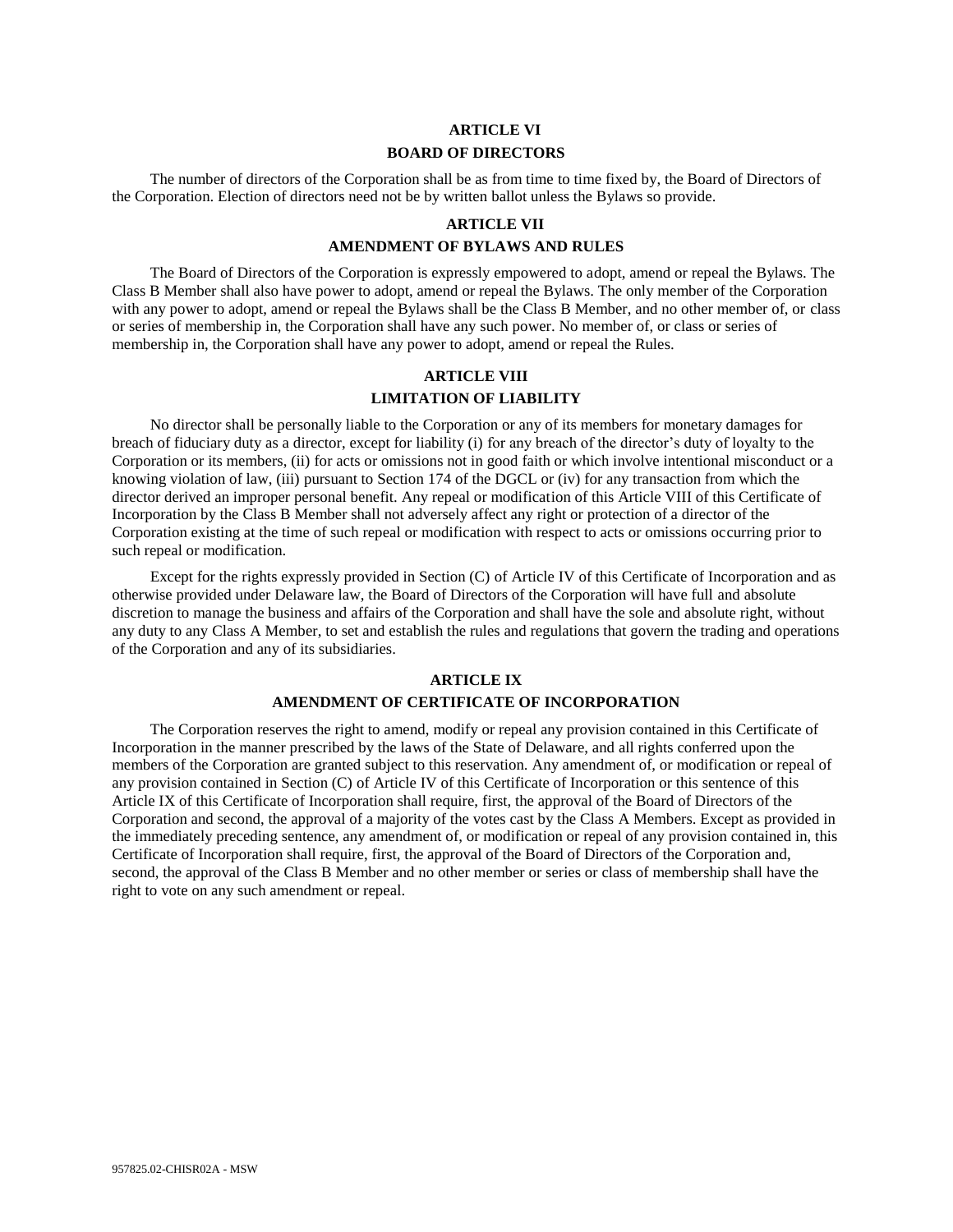## ARTICLE VI

## BOARD OF DIRECTORS

The number of directors of the Corporation shall be as from time to time fixed by, the Board of Directors of the Corporation. Election of directors need not be by written ballot unless the Bylaws so provide.

## ARTICLE VII

## AMENDMENT OF BYLAWS AND RULES

The Board of Directors of the Corporation is expressly empowered to adopt, amend or repeal the Bylaws. The Class B Member shall also have power to adopt, amend or repeal the Bylaws. The only member of the Corporation with any power to adopt, amend or repeal the Bylaws shall be the Class B Member, and no other member of, or class or series of membership in, the Corporation shall have any such power. No member of, or class or series of membership in, the Corporation shall have any power to adopt, amend or repeal the Rules.

## ARTICLE VIII

## LIMITATION OF LIABILITY

No director shall be personally liable to the Corporation or any of its members for monetary damages for breach of fiduciary duty as a director, except for liability (i) for any breach of the director's duty of loyalty to the Corporation or its members, (ii) for acts or omissions not in good faith or which involve intentional misconduct or a knowing violation of law, (iii) pursuant to Section 174 of the DGCL or (iv) for any transaction from which the director derived an improper personal benefit. Any repeal or modification of this Article VIII of this Certificate of Incorporation by the Class B Member shall not adversely affect any right or protection of a director of the Corporation existing at the time of such repeal or modification with respect to acts or omissions occurring prior to such repeal or modification.

Except for the rights expressly provided in Section (C) of Article IV of this Certificate of Incorporation and as otherwise provided under Delaware law, the Board of Directors of the Corporation will have full and absolute discretion to manage the business and affairs of the Corporation and shall have the sole and absolute right, without any duty to any Class A Member, to set and establish the rules and regulations that govern the trading and operations of the Corporation and any of its subsidiaries.

## ARTICLE IX

## AMENDMENT OF CERTIFICATE OF INCORPORATION

The Corporation reserves the right to amend, modify or repeal any provision contained in this Certificate of Incorporation in the manner prescribed by the laws of the State of Delaware, and all rights conferred upon the members of the Corporation are granted subject to this reservation. Any amendment of, or modification or repeal of any provision contained in Section (C) of Article IV of this Certificate of Incorporation or this sentence of this Article IX of this Certificate of Incorporation shall require, first, the approval of the Board of Directors of the Corporation and second, the approval of a majority of the votes cast by the Class A Members. Except as provided in the immediately preceding sentence, any amendment of, or modification or repeal of any provision contained in, this Certificate of Incorporation shall require, first, the approval of the Board of Directors of the Corporation and, second, the approval of the Class B Member and no other member or series or class of membership shall have the right to vote on any such amendment or repeal.